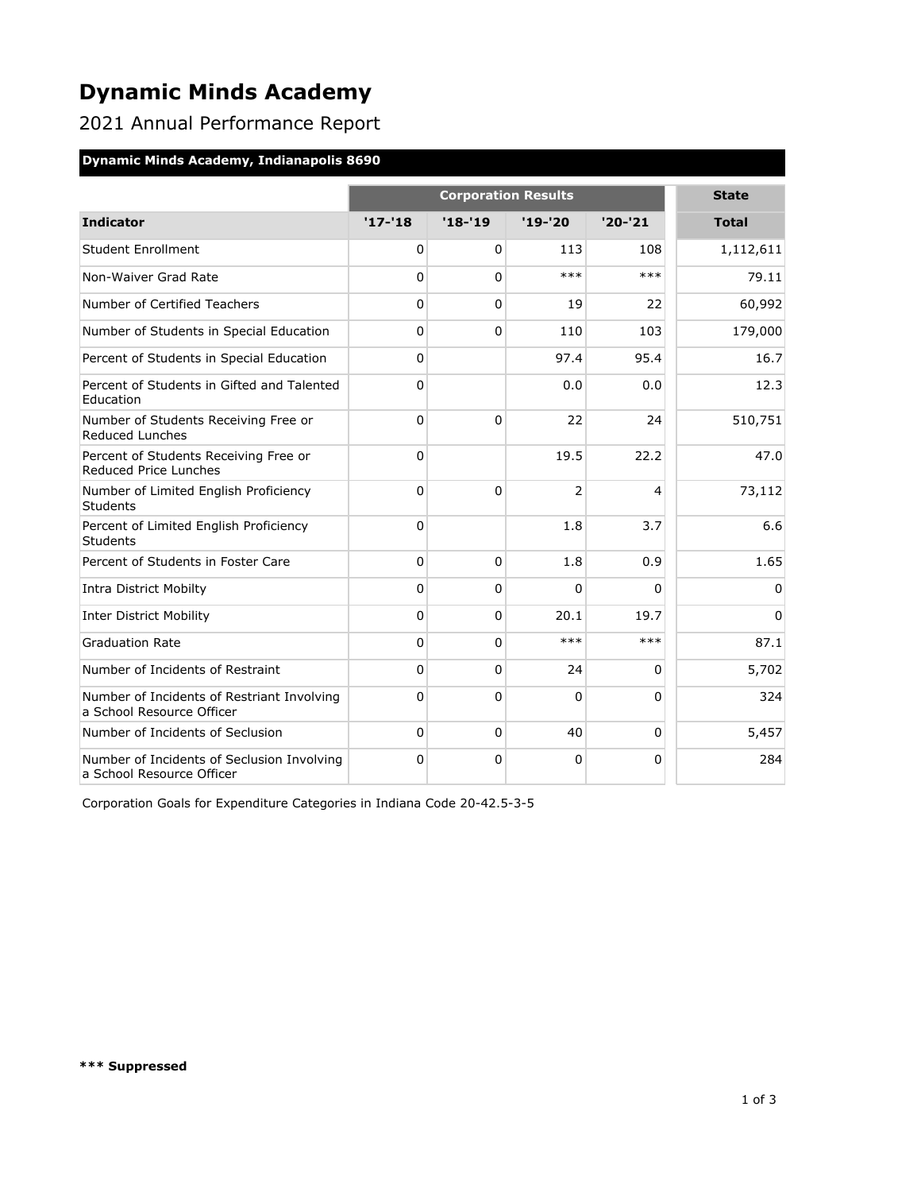# Dynamic Minds Academy

2021 Annual Performance Report

**Dynamic Minds Academy, Indianapolis 8690**

| | Corporation Results | | | | State |
|---|---|---|---|---|---|
| **Indicator** | **'17-'18** | **'18-'19** | **'19-'20** | **'20-'21** | **Total** |
| Student Enrollment | 0 | 0 | 113 | 108 | 1,112,611 |
| Non-Waiver Grad Rate | 0 | 0 | *** | *** | 79.11 |
| Number of Certified Teachers | 0 | 0 | 19 | 22 | 60,992 |
| Number of Students in Special Education | 0 | 0 | 110 | 103 | 179,000 |
| Percent of Students in Special Education | 0 | | 97.4 | 95.4 | 16.7 |
| Percent of Students in Gifted and Talented Education | 0 | | 0.0 | 0.0 | 12.3 |
| Number of Students Receiving Free or Reduced Lunches | 0 | 0 | 22 | 24 | 510,751 |
| Percent of Students Receiving Free or Reduced Price Lunches | 0 | | 19.5 | 22.2 | 47.0 |
| Number of Limited English Proficiency Students | 0 | 0 | 2 | 4 | 73,112 |
| Percent of Limited English Proficiency Students | 0 | | 1.8 | 3.7 | 6.6 |
| Percent of Students in Foster Care | 0 | 0 | 1.8 | 0.9 | 1.65 |
| Intra District Mobilty | 0 | 0 | 0 | 0 | 0 |
| Inter District Mobility | 0 | 0 | 20.1 | 19.7 | 0 |
| Graduation Rate | 0 | 0 | *** | *** | 87.1 |
| Number of Incidents of Restraint | 0 | 0 | 24 | 0 | 5,702 |
| Number of Incidents of Restriant Involving a School Resource Officer | 0 | 0 | 0 | 0 | 324 |
| Number of Incidents of Seclusion | 0 | 0 | 40 | 0 | 5,457 |
| Number of Incidents of Seclusion Involving a School Resource Officer | 0 | 0 | 0 | 0 | 284 |

Corporation Goals for Expenditure Categories in Indiana Code 20-42.5-3-5

**\*\*\* Suppressed**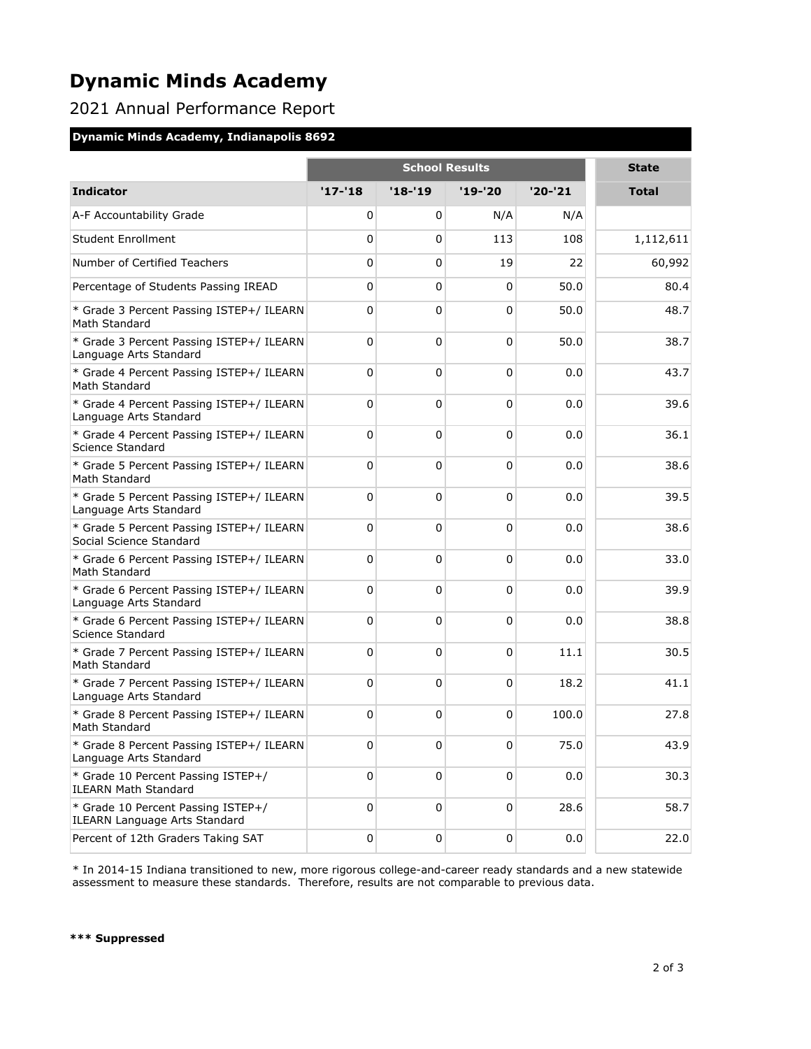# Dynamic Minds Academy

2021 Annual Performance Report

**Dynamic Minds Academy, Indianapolis 8692**

| | School Results | | | | State |
|---|---|---|---|---|---|
| **Indicator** | **'17-'18** | **'18-'19** | **'19-'20** | **'20-'21** | **Total** |
| A-F Accountability Grade | 0 | 0 | N/A | N/A | |
| Student Enrollment | 0 | 0 | 113 | 108 | 1,112,611 |
| Number of Certified Teachers | 0 | 0 | 19 | 22 | 60,992 |
| Percentage of Students Passing IREAD | 0 | 0 | 0 | 50.0 | 80.4 |
| * Grade 3 Percent Passing ISTEP+/ ILEARN Math Standard | 0 | 0 | 0 | 50.0 | 48.7 |
| * Grade 3 Percent Passing ISTEP+/ ILEARN Language Arts Standard | 0 | 0 | 0 | 50.0 | 38.7 |
| * Grade 4 Percent Passing ISTEP+/ ILEARN Math Standard | 0 | 0 | 0 | 0.0 | 43.7 |
| * Grade 4 Percent Passing ISTEP+/ ILEARN Language Arts Standard | 0 | 0 | 0 | 0.0 | 39.6 |
| * Grade 4 Percent Passing ISTEP+/ ILEARN Science Standard | 0 | 0 | 0 | 0.0 | 36.1 |
| * Grade 5 Percent Passing ISTEP+/ ILEARN Math Standard | 0 | 0 | 0 | 0.0 | 38.6 |
| * Grade 5 Percent Passing ISTEP+/ ILEARN Language Arts Standard | 0 | 0 | 0 | 0.0 | 39.5 |
| * Grade 5 Percent Passing ISTEP+/ ILEARN Social Science Standard | 0 | 0 | 0 | 0.0 | 38.6 |
| * Grade 6 Percent Passing ISTEP+/ ILEARN Math Standard | 0 | 0 | 0 | 0.0 | 33.0 |
| * Grade 6 Percent Passing ISTEP+/ ILEARN Language Arts Standard | 0 | 0 | 0 | 0.0 | 39.9 |
| * Grade 6 Percent Passing ISTEP+/ ILEARN Science Standard | 0 | 0 | 0 | 0.0 | 38.8 |
| * Grade 7 Percent Passing ISTEP+/ ILEARN Math Standard | 0 | 0 | 0 | 11.1 | 30.5 |
| * Grade 7 Percent Passing ISTEP+/ ILEARN Language Arts Standard | 0 | 0 | 0 | 18.2 | 41.1 |
| * Grade 8 Percent Passing ISTEP+/ ILEARN Math Standard | 0 | 0 | 0 | 100.0 | 27.8 |
| * Grade 8 Percent Passing ISTEP+/ ILEARN Language Arts Standard | 0 | 0 | 0 | 75.0 | 43.9 |
| * Grade 10 Percent Passing ISTEP+/ ILEARN Math Standard | 0 | 0 | 0 | 0.0 | 30.3 |
| * Grade 10 Percent Passing ISTEP+/ ILEARN Language Arts Standard | 0 | 0 | 0 | 28.6 | 58.7 |
| Percent of 12th Graders Taking SAT | 0 | 0 | 0 | 0.0 | 22.0 |

* In 2014-15 Indiana transitioned to new, more rigorous college-and-career ready standards and a new statewide assessment to measure these standards. Therefore, results are not comparable to previous data.

**\*\*\* Suppressed**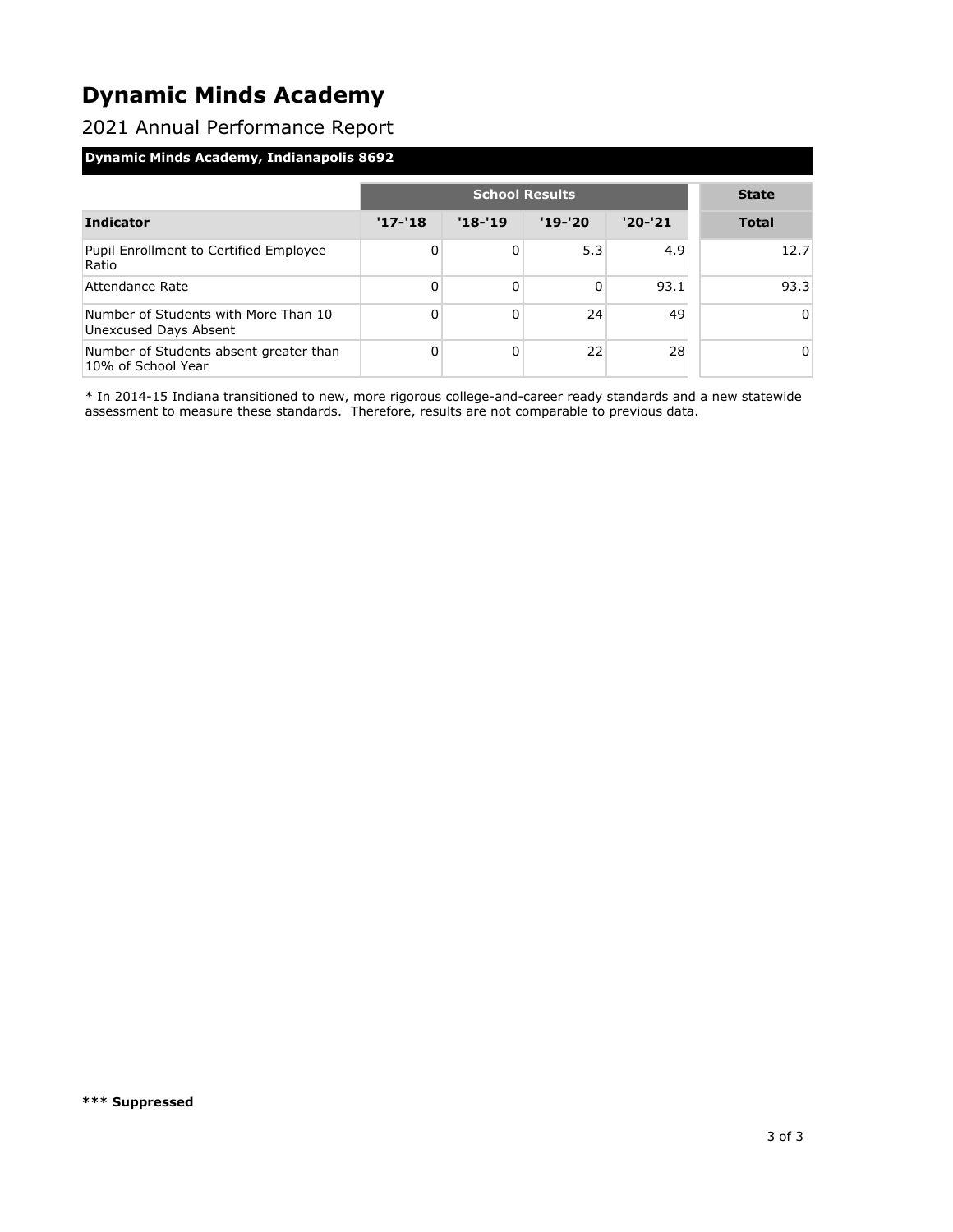# Dynamic Minds Academy

## 2021 Annual Performance Report

**Dynamic Minds Academy, Indianapolis 8692**

| | School Results | | | | State |
|---|---|---|---|---|---|
| **Indicator** | **'17-'18** | **'18-'19** | **'19-'20** | **'20-'21** | **Total** |
| Pupil Enrollment to Certified Employee Ratio | 0 | 0 | 5.3 | 4.9 | 12.7 |
| Attendance Rate | 0 | 0 | 0 | 93.1 | 93.3 |
| Number of Students with More Than 10 Unexcused Days Absent | 0 | 0 | 24 | 49 | 0 |
| Number of Students absent greater than 10% of School Year | 0 | 0 | 22 | 28 | 0 |

* In 2014-15 Indiana transitioned to new, more rigorous college-and-career ready standards and a new statewide assessment to measure these standards. Therefore, results are not comparable to previous data.

**\*\*\* Suppressed**